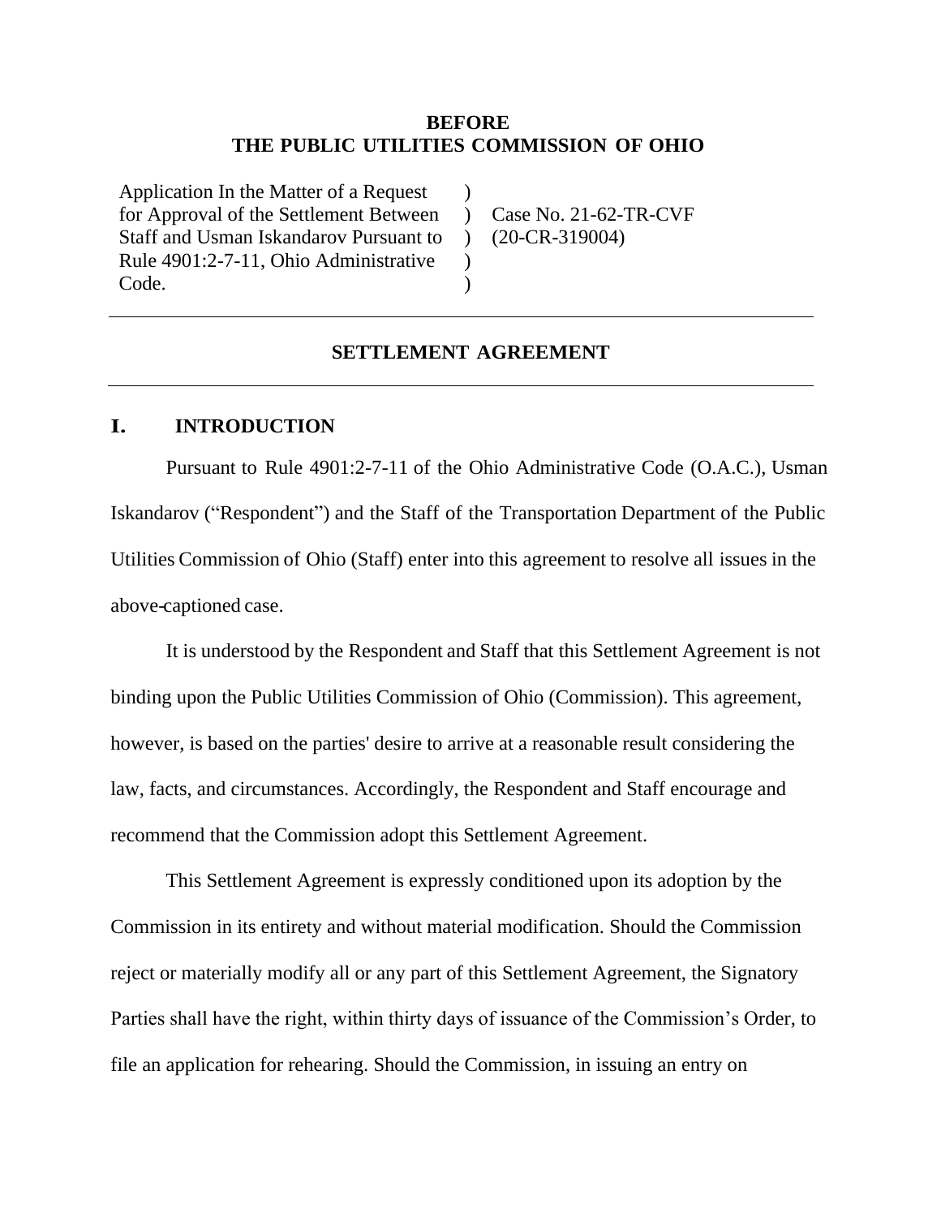**BEFORE**
**THE PUBLIC UTILITIES COMMISSION OF OHIO**

| | | |
|---|---|---|
| Application In the Matter of a Request for Approval of the Settlement Between Staff and Usman Iskandarov Pursuant to Rule 4901:2-7-11, Ohio Administrative Code. | ) ) ) ) ) | Case No. 21-62-TR-CVF (20-CR-319004) |

---

**SETTLEMENT AGREEMENT**

---

## I. INTRODUCTION

Pursuant to Rule 4901:2-7-11 of the Ohio Administrative Code (O.A.C.), Usman Iskandarov ("Respondent") and the Staff of the Transportation Department of the Public Utilities Commission of Ohio (Staff) enter into this agreement to resolve all issues in the above-captioned case.

It is understood by the Respondent and Staff that this Settlement Agreement is not binding upon the Public Utilities Commission of Ohio (Commission). This agreement, however, is based on the parties' desire to arrive at a reasonable result considering the law, facts, and circumstances. Accordingly, the Respondent and Staff encourage and recommend that the Commission adopt this Settlement Agreement.

This Settlement Agreement is expressly conditioned upon its adoption by the Commission in its entirety and without material modification. Should the Commission reject or materially modify all or any part of this Settlement Agreement, the Signatory Parties shall have the right, within thirty days of issuance of the Commission's Order, to file an application for rehearing. Should the Commission, in issuing an entry on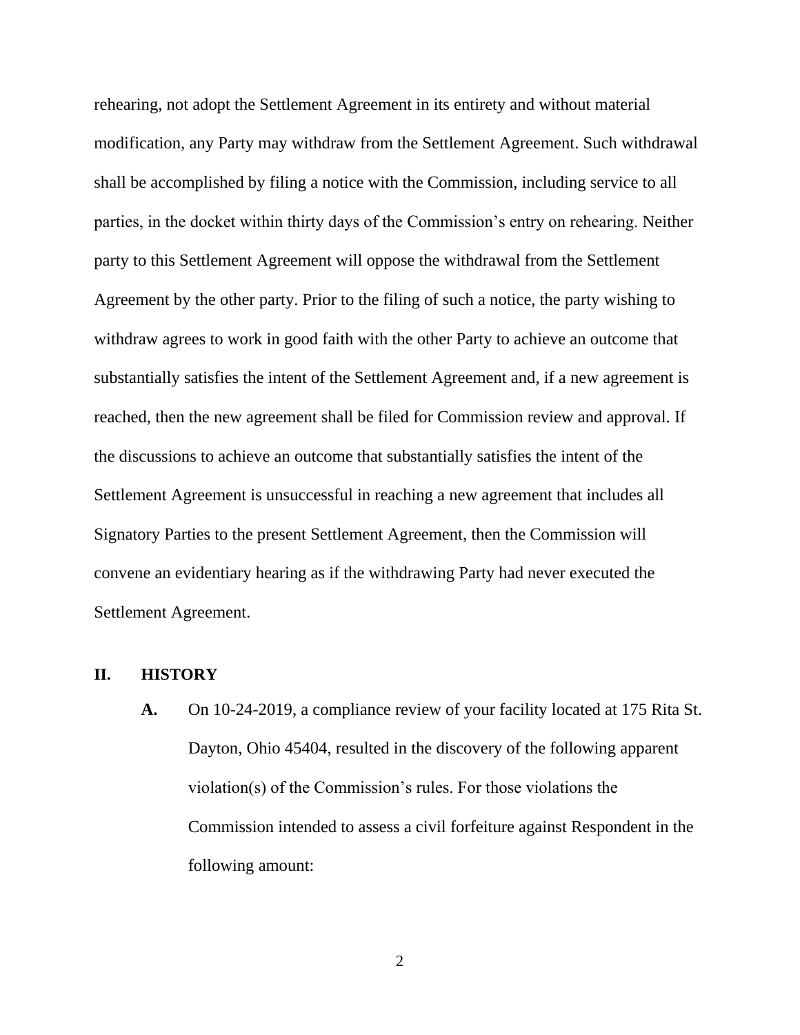rehearing, not adopt the Settlement Agreement in its entirety and without material modification, any Party may withdraw from the Settlement Agreement. Such withdrawal shall be accomplished by filing a notice with the Commission, including service to all parties, in the docket within thirty days of the Commission's entry on rehearing. Neither party to this Settlement Agreement will oppose the withdrawal from the Settlement Agreement by the other party. Prior to the filing of such a notice, the party wishing to withdraw agrees to work in good faith with the other Party to achieve an outcome that substantially satisfies the intent of the Settlement Agreement and, if a new agreement is reached, then the new agreement shall be filed for Commission review and approval. If the discussions to achieve an outcome that substantially satisfies the intent of the Settlement Agreement is unsuccessful in reaching a new agreement that includes all Signatory Parties to the present Settlement Agreement, then the Commission will convene an evidentiary hearing as if the withdrawing Party had never executed the Settlement Agreement.

## II. HISTORY

**A.** On 10-24-2019, a compliance review of your facility located at 175 Rita St. Dayton, Ohio 45404, resulted in the discovery of the following apparent violation(s) of the Commission's rules. For those violations the Commission intended to assess a civil forfeiture against Respondent in the following amount: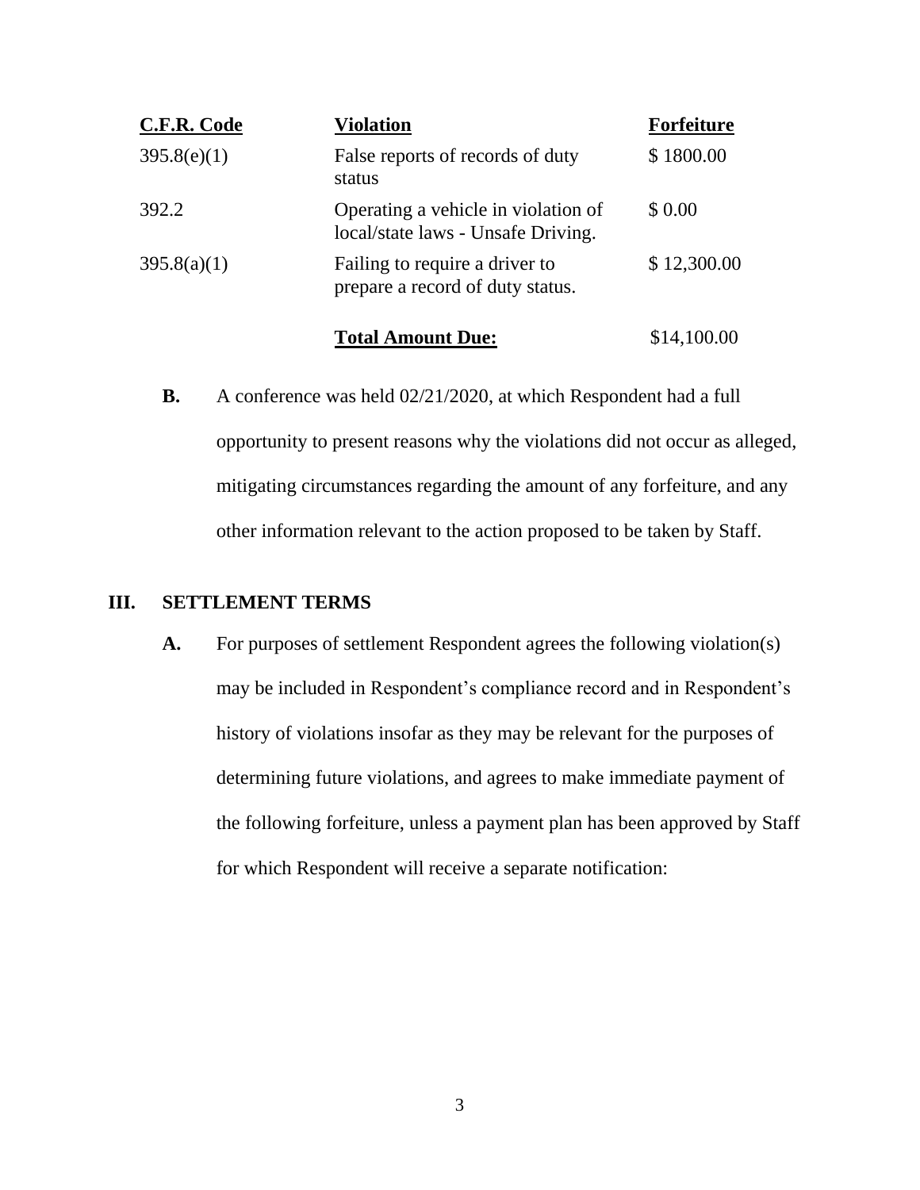| C.F.R. Code | Violation | Forfeiture |
|---|---|---|
| 395.8(e)(1) | False reports of records of duty status | $ 1800.00 |
| 392.2 | Operating a vehicle in violation of local/state laws - Unsafe Driving. | $ 0.00 |
| 395.8(a)(1) | Failing to require a driver to prepare a record of duty status. | $ 12,300.00 |
| | **Total Amount Due:** | $14,100.00 |

**B.** A conference was held 02/21/2020, at which Respondent had a full opportunity to present reasons why the violations did not occur as alleged, mitigating circumstances regarding the amount of any forfeiture, and any other information relevant to the action proposed to be taken by Staff.

## III. SETTLEMENT TERMS

**A.** For purposes of settlement Respondent agrees the following violation(s) may be included in Respondent's compliance record and in Respondent's history of violations insofar as they may be relevant for the purposes of determining future violations, and agrees to make immediate payment of the following forfeiture, unless a payment plan has been approved by Staff for which Respondent will receive a separate notification: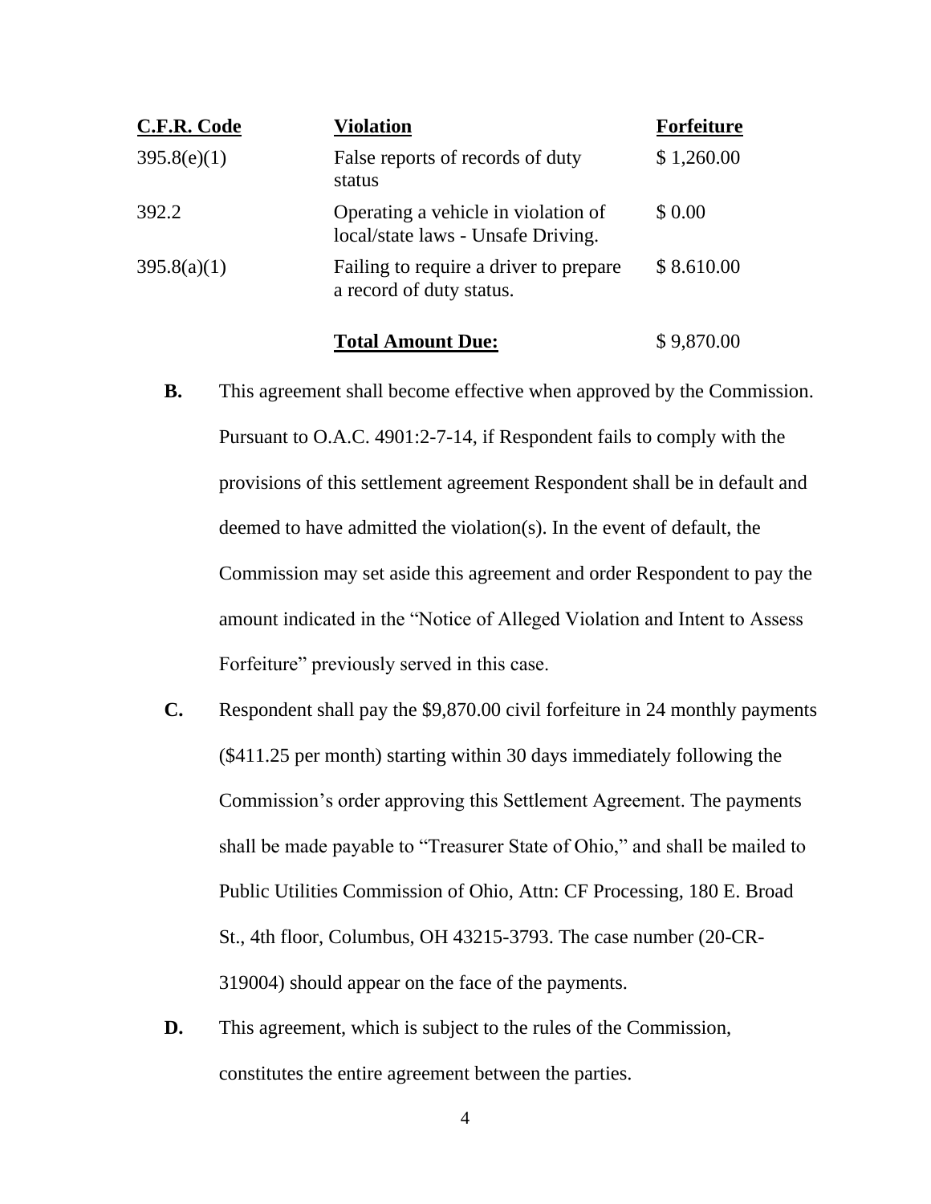| C.F.R. Code | Violation | Forfeiture |
|---|---|---|
| 395.8(e)(1) | False reports of records of duty status | $ 1,260.00 |
| 392.2 | Operating a vehicle in violation of local/state laws - Unsafe Driving. | $ 0.00 |
| 395.8(a)(1) | Failing to require a driver to prepare a record of duty status. | $ 8.610.00 |
| | **Total Amount Due:** | $ 9,870.00 |

**B.** This agreement shall become effective when approved by the Commission. Pursuant to O.A.C. 4901:2-7-14, if Respondent fails to comply with the provisions of this settlement agreement Respondent shall be in default and deemed to have admitted the violation(s). In the event of default, the Commission may set aside this agreement and order Respondent to pay the amount indicated in the "Notice of Alleged Violation and Intent to Assess Forfeiture" previously served in this case.

**C.** Respondent shall pay the $9,870.00 civil forfeiture in 24 monthly payments ($411.25 per month) starting within 30 days immediately following the Commission's order approving this Settlement Agreement. The payments shall be made payable to "Treasurer State of Ohio," and shall be mailed to Public Utilities Commission of Ohio, Attn: CF Processing, 180 E. Broad St., 4th floor, Columbus, OH 43215-3793. The case number (20-CR-319004) should appear on the face of the payments.

**D.** This agreement, which is subject to the rules of the Commission, constitutes the entire agreement between the parties.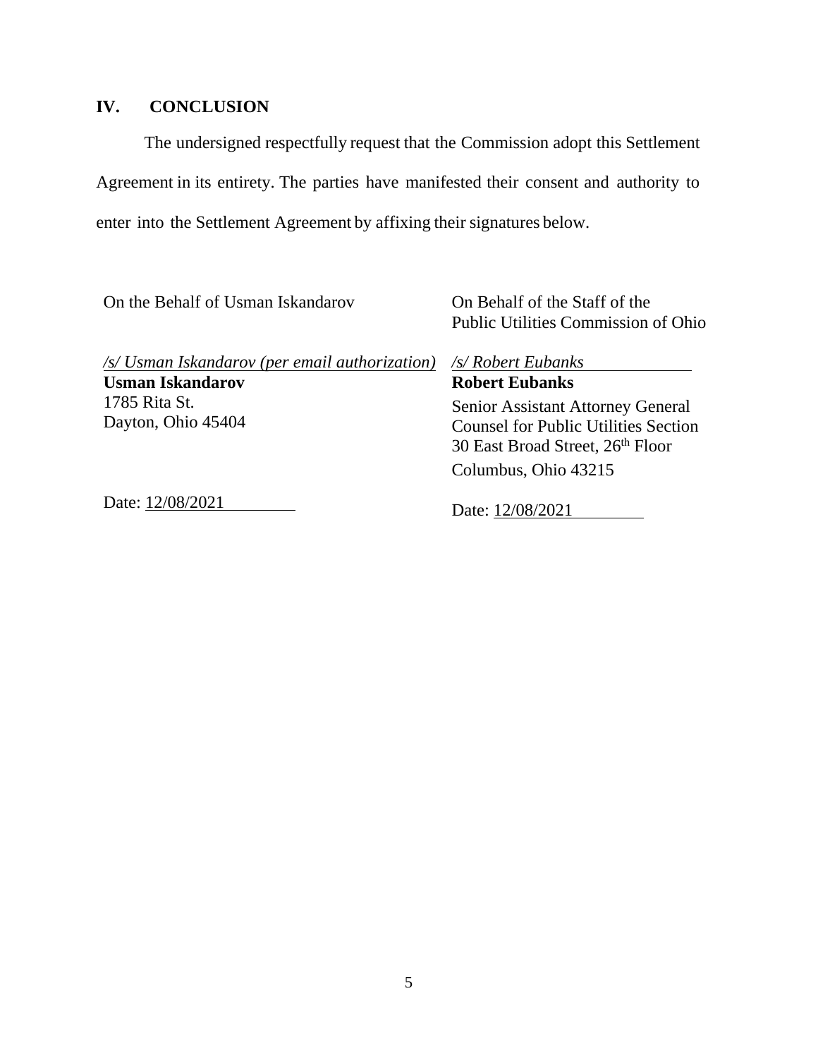## IV. CONCLUSION

The undersigned respectfully request that the Commission adopt this Settlement Agreement in its entirety. The parties have manifested their consent and authority to enter into the Settlement Agreement by affixing their signatures below.

On the Behalf of Usman Iskandarov

*/s/ Usman Iskandarov (per email authorization)*
**Usman Iskandarov**
1785 Rita St.
Dayton, Ohio 45404

Date: 12/08/2021

On Behalf of the Staff of the Public Utilities Commission of Ohio

*/s/ Robert Eubanks*
**Robert Eubanks**
Senior Assistant Attorney General
Counsel for Public Utilities Section
30 East Broad Street, 26th Floor
Columbus, Ohio 43215

Date: 12/08/2021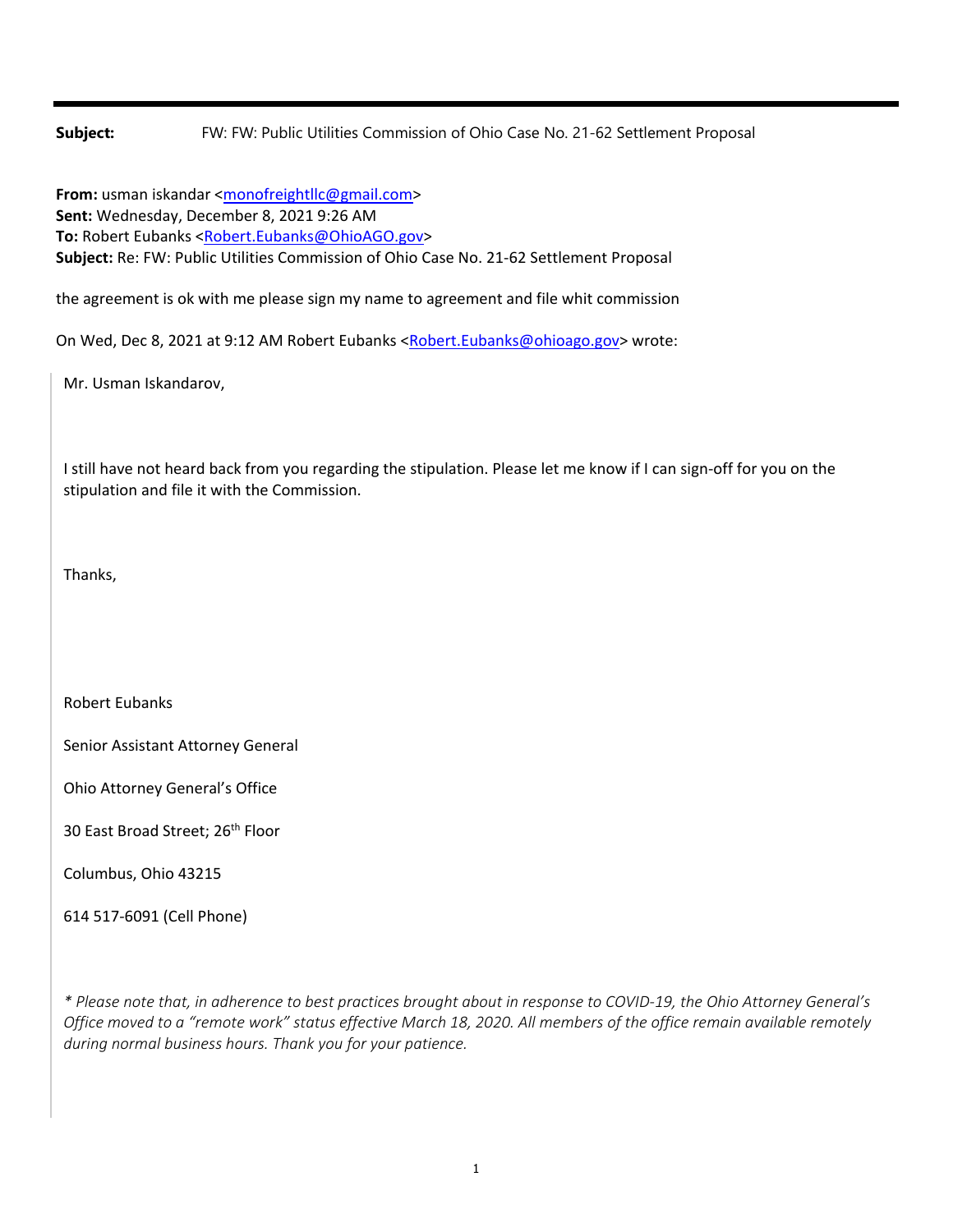**Subject:** FW: FW: Public Utilities Commission of Ohio Case No. 21-62 Settlement Proposal

**From:** usman iskandar <monofreightllc@gmail.com>
**Sent:** Wednesday, December 8, 2021 9:26 AM
**To:** Robert Eubanks <Robert.Eubanks@OhioAGO.gov>
**Subject:** Re: FW: Public Utilities Commission of Ohio Case No. 21-62 Settlement Proposal

the agreement is ok with me please sign my name to agreement and file whit commission

On Wed, Dec 8, 2021 at 9:12 AM Robert Eubanks <Robert.Eubanks@ohioago.gov> wrote:

> Mr. Usman Iskandarov,
>
> I still have not heard back from you regarding the stipulation. Please let me know if I can sign-off for you on the stipulation and file it with the Commission.
>
> Thanks,
>
> Robert Eubanks
>
> Senior Assistant Attorney General
>
> Ohio Attorney General's Office
>
> 30 East Broad Street; 26th Floor
>
> Columbus, Ohio 43215
>
> 614 517-6091 (Cell Phone)
>
> *\* Please note that, in adherence to best practices brought about in response to COVID-19, the Ohio Attorney General's Office moved to a "remote work" status effective March 18, 2020. All members of the office remain available remotely during normal business hours. Thank you for your patience.*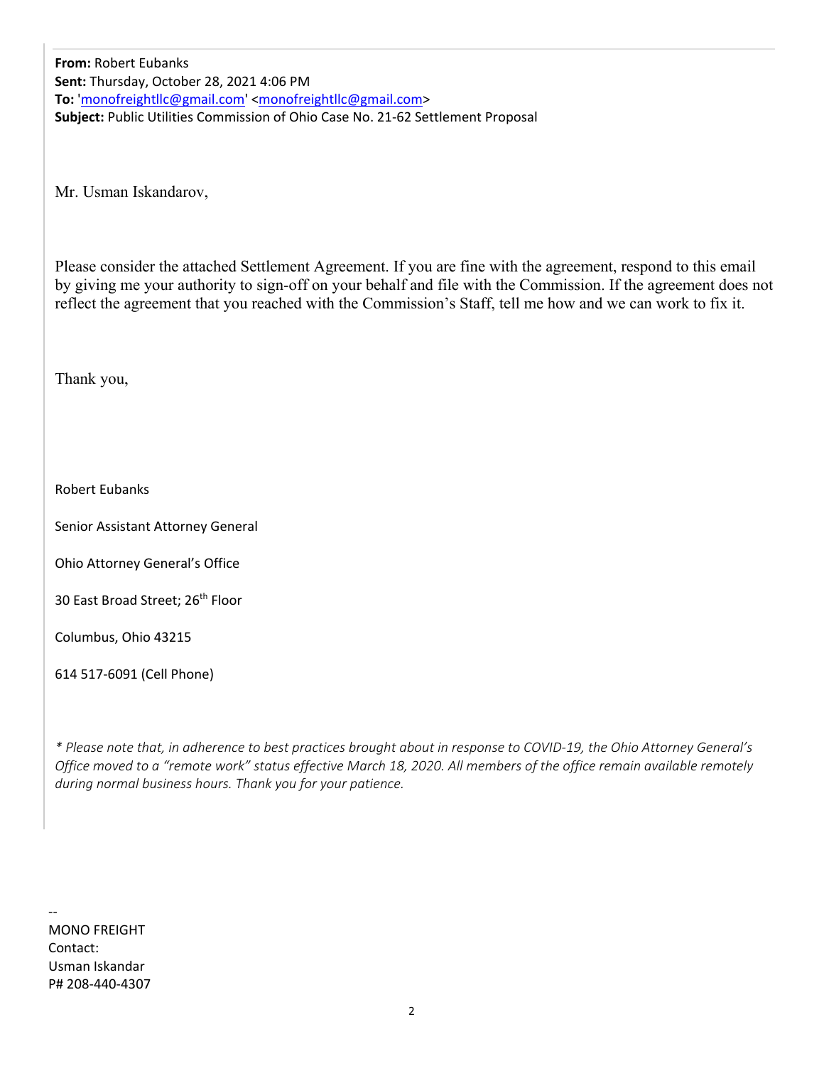**From:** Robert Eubanks
**Sent:** Thursday, October 28, 2021 4:06 PM
**To:** 'monofreightllc@gmail.com' <monofreightllc@gmail.com>
**Subject:** Public Utilities Commission of Ohio Case No. 21-62 Settlement Proposal

Mr. Usman Iskandarov,

Please consider the attached Settlement Agreement. If you are fine with the agreement, respond to this email by giving me your authority to sign-off on your behalf and file with the Commission. If the agreement does not reflect the agreement that you reached with the Commission's Staff, tell me how and we can work to fix it.

Thank you,

Robert Eubanks

Senior Assistant Attorney General

Ohio Attorney General's Office

30 East Broad Street; 26th Floor

Columbus, Ohio 43215

614 517-6091 (Cell Phone)

*\* Please note that, in adherence to best practices brought about in response to COVID-19, the Ohio Attorney General's Office moved to a "remote work" status effective March 18, 2020. All members of the office remain available remotely during normal business hours. Thank you for your patience.*

--
MONO FREIGHT
Contact:
Usman Iskandar
P# 208-440-4307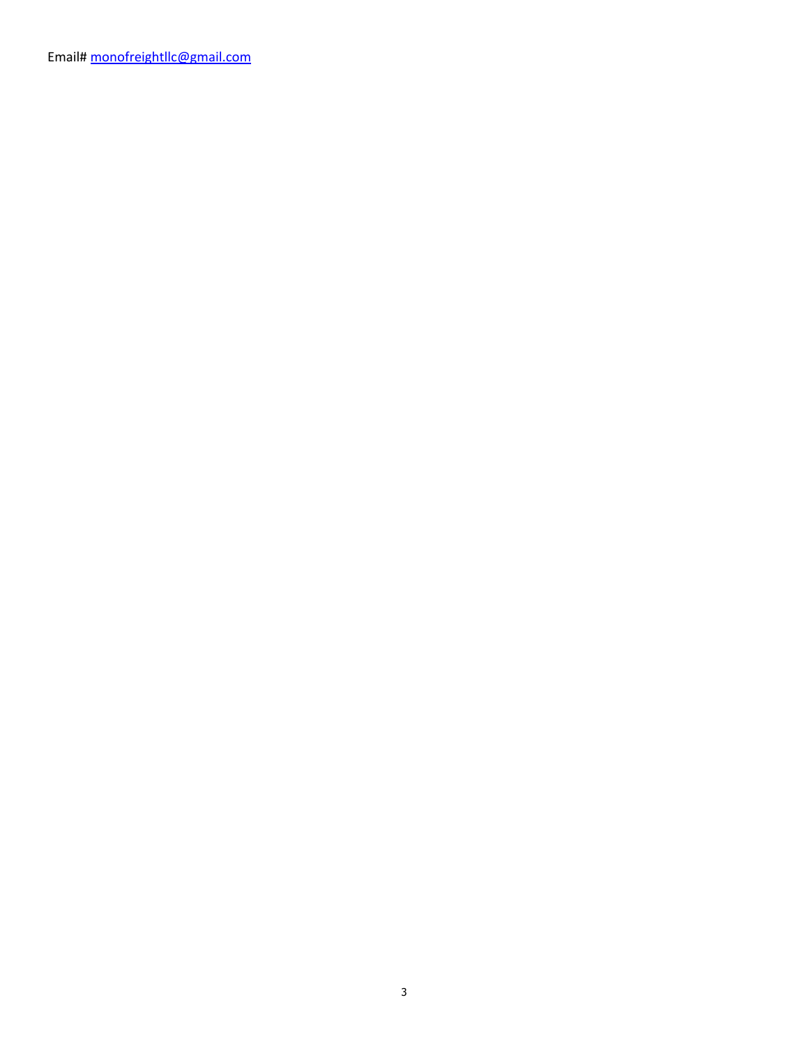Email# [monofreightllc@gmail.com](mailto:monofreightllc@gmail.com)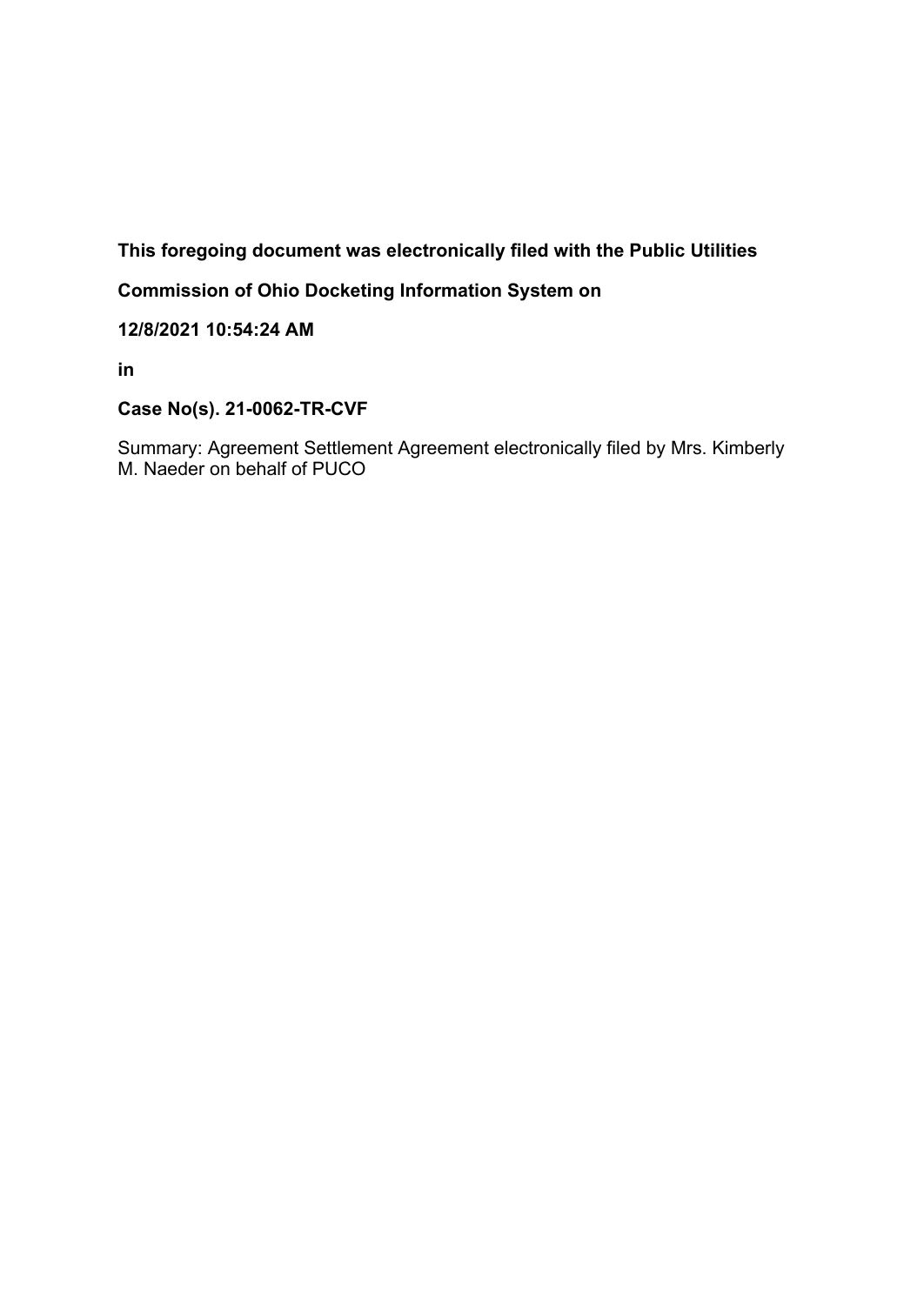**This foregoing document was electronically filed with the Public Utilities**

**Commission of Ohio Docketing Information System on**

**12/8/2021 10:54:24 AM**

**in**

**Case No(s). 21-0062-TR-CVF**

Summary: Agreement Settlement Agreement electronically filed by Mrs. Kimberly M. Naeder on behalf of PUCO